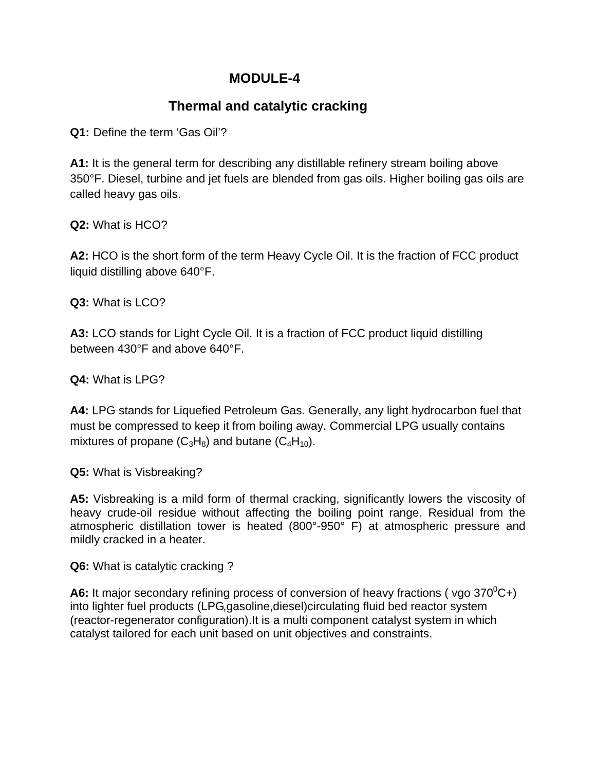# MODULE-4

## Thermal and catalytic cracking

**Q1:** Define the term 'Gas Oil'?

**A1:** It is the general term for describing any distillable refinery stream boiling above 350°F. Diesel, turbine and jet fuels are blended from gas oils. Higher boiling gas oils are called heavy gas oils.

**Q2:** What is HCO?

**A2:** HCO is the short form of the term Heavy Cycle Oil. It is the fraction of FCC product liquid distilling above 640°F.

**Q3:** What is LCO?

**A3:** LCO stands for Light Cycle Oil. It is a fraction of FCC product liquid distilling between 430°F and above 640°F.

**Q4:** What is LPG?

**A4:** LPG stands for Liquefied Petroleum Gas. Generally, any light hydrocarbon fuel that must be compressed to keep it from boiling away. Commercial LPG usually contains mixtures of propane ($C_3H_8$) and butane ($C_4H_{10}$).

**Q5:** What is Visbreaking?

**A5:** Visbreaking is a mild form of thermal cracking, significantly lowers the viscosity of heavy crude-oil residue without affecting the boiling point range. Residual from the atmospheric distillation tower is heated (800°-950° F) at atmospheric pressure and mildly cracked in a heater.

**Q6:** What is catalytic cracking ?

**A6:** It major secondary refining process of conversion of heavy fractions ( vgo $370^0$C+) into lighter fuel products (LPG,gasoline,diesel)circulating fluid bed reactor system (reactor-regenerator configuration).It is a multi component catalyst system in which catalyst tailored for each unit based on unit objectives and constraints.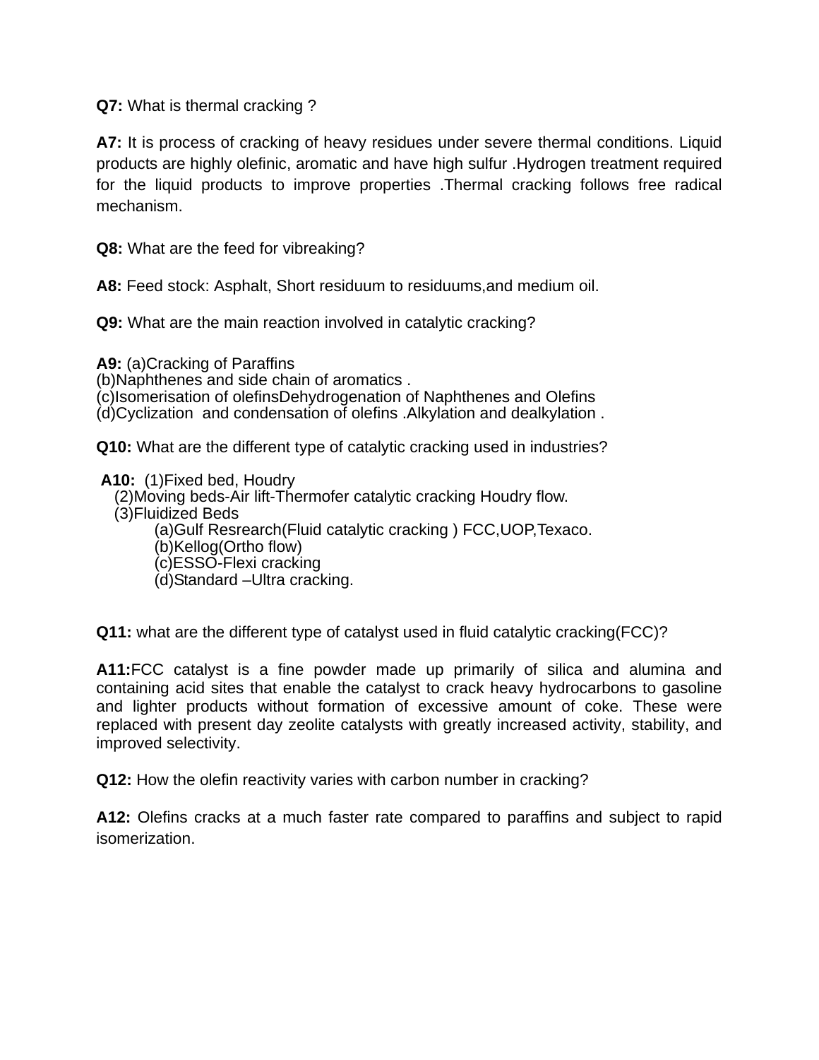**Q7:** What is thermal cracking ?

**A7:** It is process of cracking of heavy residues under severe thermal conditions. Liquid products are highly olefinic, aromatic and have high sulfur .Hydrogen treatment required for the liquid products to improve properties .Thermal cracking follows free radical mechanism.

**Q8:** What are the feed for vibreaking?

**A8:** Feed stock: Asphalt, Short residuum to residuums,and medium oil.

**Q9:** What are the main reaction involved in catalytic cracking?

**A9:** (a)Cracking of Paraffins
(b)Naphthenes and side chain of aromatics .
(c)Isomerisation of olefinsDehydrogenation of Naphthenes and Olefins
(d)Cyclization and condensation of olefins .Alkylation and dealkylation .

**Q10:** What are the different type of catalytic cracking used in industries?

**A10:** (1)Fixed bed, Houdry
(2)Moving beds-Air lift-Thermofer catalytic cracking Houdry flow.
(3)Fluidized Beds
- (a)Gulf Resrearch(Fluid catalytic cracking ) FCC,UOP,Texaco.
- (b)Kellog(Ortho flow)
- (c)ESSO-Flexi cracking
- (d)Standard –Ultra cracking.

**Q11:** what are the different type of catalyst used in fluid catalytic cracking(FCC)?

**A11:**FCC catalyst is a fine powder made up primarily of silica and alumina and containing acid sites that enable the catalyst to crack heavy hydrocarbons to gasoline and lighter products without formation of excessive amount of coke. These were replaced with present day zeolite catalysts with greatly increased activity, stability, and improved selectivity.

**Q12:** How the olefin reactivity varies with carbon number in cracking?

**A12:** Olefins cracks at a much faster rate compared to paraffins and subject to rapid isomerization.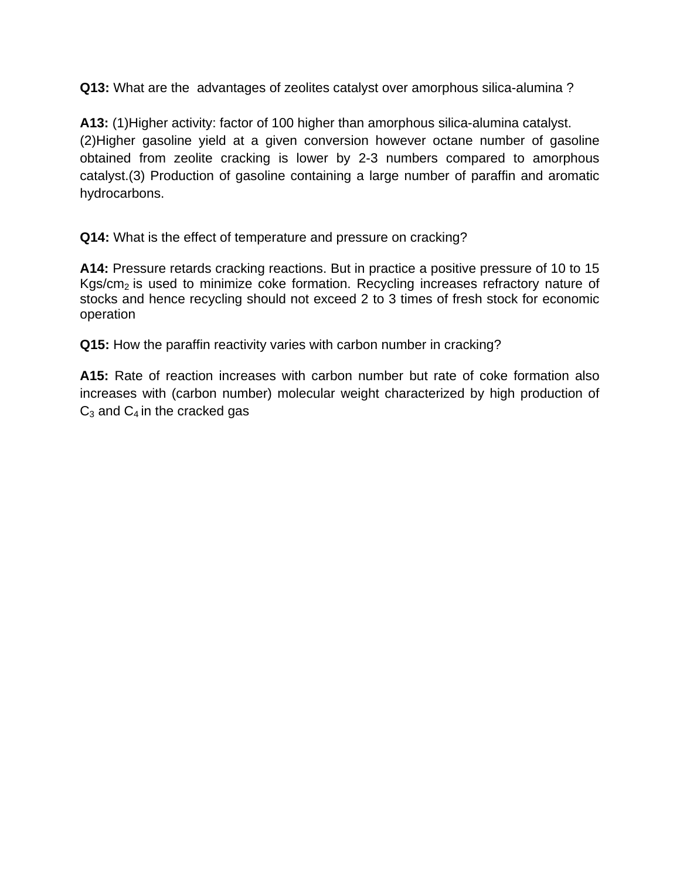**Q13:** What are the advantages of zeolites catalyst over amorphous silica-alumina ?

**A13:** (1)Higher activity: factor of 100 higher than amorphous silica-alumina catalyst. (2)Higher gasoline yield at a given conversion however octane number of gasoline obtained from zeolite cracking is lower by 2-3 numbers compared to amorphous catalyst.(3) Production of gasoline containing a large number of paraffin and aromatic hydrocarbons.

**Q14:** What is the effect of temperature and pressure on cracking?

**A14:** Pressure retards cracking reactions. But in practice a positive pressure of 10 to 15 $Kgs/cm_2$ is used to minimize coke formation. Recycling increases refractory nature of stocks and hence recycling should not exceed 2 to 3 times of fresh stock for economic operation

**Q15:** How the paraffin reactivity varies with carbon number in cracking?

**A15:** Rate of reaction increases with carbon number but rate of coke formation also increases with (carbon number) molecular weight characterized by high production of $C_3$ and $C_4$ in the cracked gas